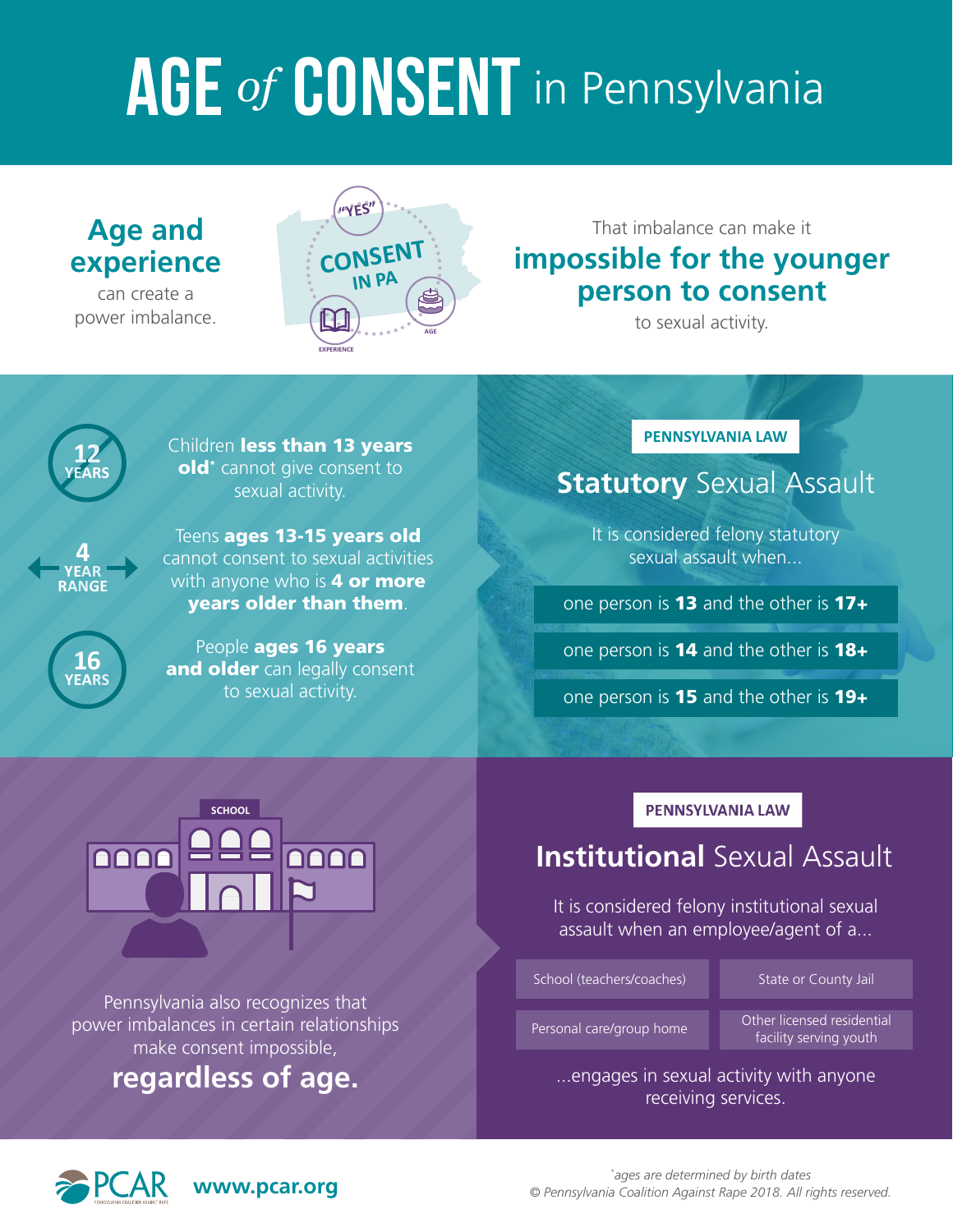# AGE of CONSENT in Pennsylvania

## Age and experience

can create a power imbalance.

"YES" CONSENT IN PA

EXPERIENCE AGE

That imbalance can make it **impossible for the younger person to consent** to sexual activity.

**12 YEARS** — Children **less than 13 years old*** cannot give consent to sexual activity.

**4 YEAR RANGE** — Teens **ages 13-15 years old** cannot consent to sexual activities with anyone who is **4 or more years older than them**.

**16 YEARS** — People **ages 16 years and older** can legally consent to sexual activity.

### PENNSYLVANIA LAW

## **Statutory** Sexual Assault

It is considered felony statutory sexual assault when...

- one person is **13** and the other is **17+**
- one person is **14** and the other is **18+**
- one person is **15** and the other is **19+**

SCHOOL

Pennsylvania also recognizes that power imbalances in certain relationships make consent impossible,

**regardless of age.**

### PENNSYLVANIA LAW

## **Institutional** Sexual Assault

It is considered felony institutional sexual assault when an employee/agent of a...

- School (teachers/coaches)
- State or County Jail
- Personal care/group home
- Other licensed residential facility serving youth

...engages in sexual activity with anyone receiving services.

PCAR PENNSYLVANIA COALITION AGAINST RAPE **www.pcar.org**

*ages are determined by birth dates

*© Pennsylvania Coalition Against Rape 2018. All rights reserved.*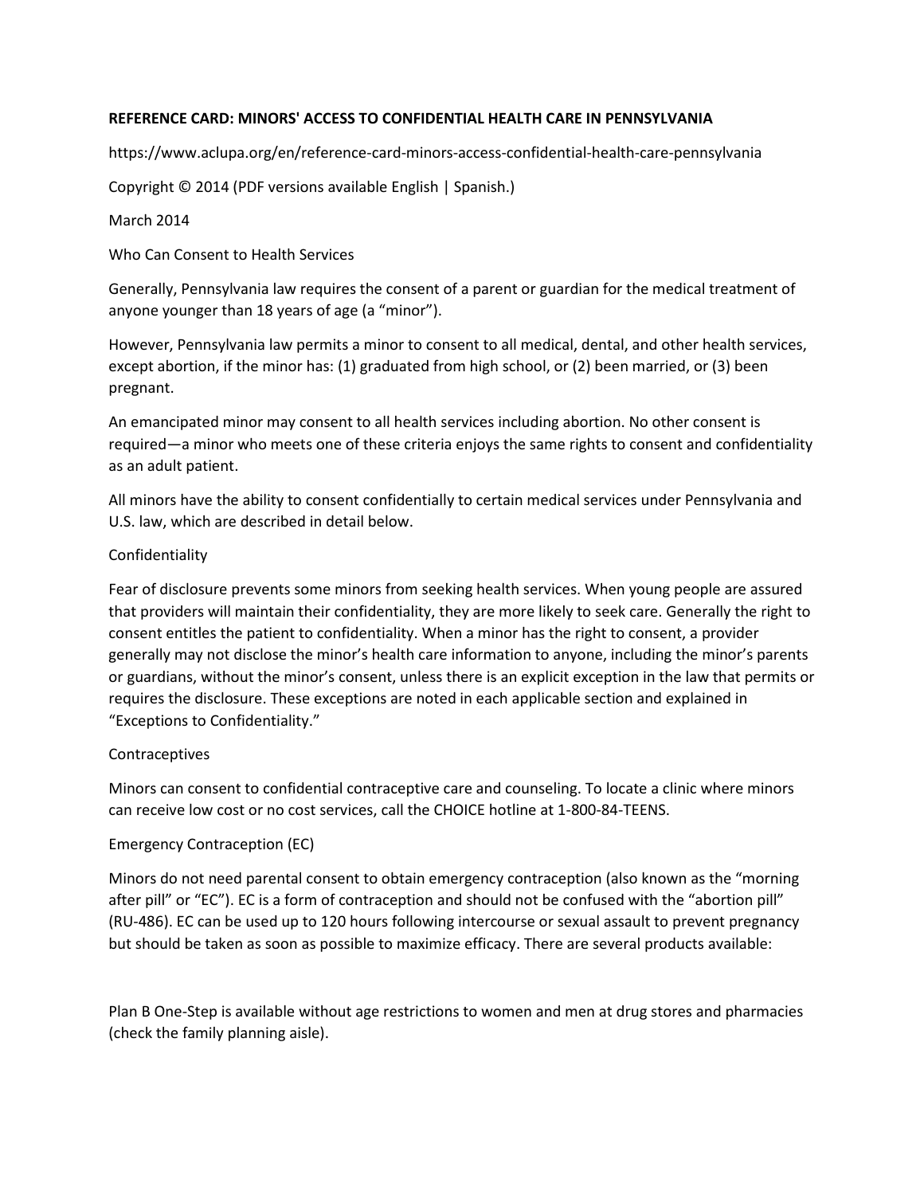**REFERENCE CARD: MINORS' ACCESS TO CONFIDENTIAL HEALTH CARE IN PENNSYLVANIA**

https://www.aclupa.org/en/reference-card-minors-access-confidential-health-care-pennsylvania

Copyright © 2014 (PDF versions available English | Spanish.)

March 2014

Who Can Consent to Health Services

Generally, Pennsylvania law requires the consent of a parent or guardian for the medical treatment of anyone younger than 18 years of age (a "minor").

However, Pennsylvania law permits a minor to consent to all medical, dental, and other health services, except abortion, if the minor has: (1) graduated from high school, or (2) been married, or (3) been pregnant.

An emancipated minor may consent to all health services including abortion. No other consent is required—a minor who meets one of these criteria enjoys the same rights to consent and confidentiality as an adult patient.

All minors have the ability to consent confidentially to certain medical services under Pennsylvania and U.S. law, which are described in detail below.

Confidentiality

Fear of disclosure prevents some minors from seeking health services. When young people are assured that providers will maintain their confidentiality, they are more likely to seek care. Generally the right to consent entitles the patient to confidentiality. When a minor has the right to consent, a provider generally may not disclose the minor's health care information to anyone, including the minor's parents or guardians, without the minor's consent, unless there is an explicit exception in the law that permits or requires the disclosure. These exceptions are noted in each applicable section and explained in "Exceptions to Confidentiality."

Contraceptives

Minors can consent to confidential contraceptive care and counseling. To locate a clinic where minors can receive low cost or no cost services, call the CHOICE hotline at 1-800-84-TEENS.

Emergency Contraception (EC)

Minors do not need parental consent to obtain emergency contraception (also known as the "morning after pill" or "EC"). EC is a form of contraception and should not be confused with the "abortion pill" (RU-486). EC can be used up to 120 hours following intercourse or sexual assault to prevent pregnancy but should be taken as soon as possible to maximize efficacy. There are several products available:

Plan B One-Step is available without age restrictions to women and men at drug stores and pharmacies (check the family planning aisle).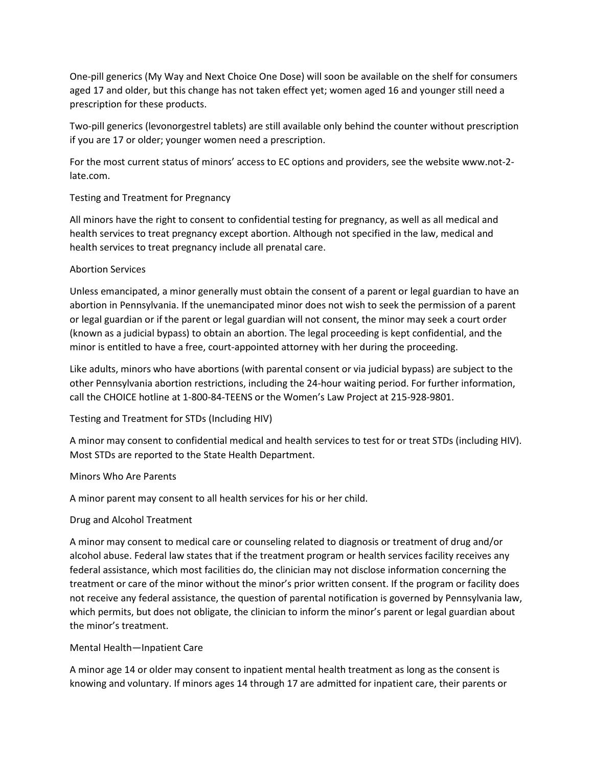One-pill generics (My Way and Next Choice One Dose) will soon be available on the shelf for consumers aged 17 and older, but this change has not taken effect yet; women aged 16 and younger still need a prescription for these products.

Two-pill generics (levonorgestrel tablets) are still available only behind the counter without prescription if you are 17 or older; younger women need a prescription.

For the most current status of minors' access to EC options and providers, see the website www.not-2-late.com.

## Testing and Treatment for Pregnancy

All minors have the right to consent to confidential testing for pregnancy, as well as all medical and health services to treat pregnancy except abortion. Although not specified in the law, medical and health services to treat pregnancy include all prenatal care.

## Abortion Services

Unless emancipated, a minor generally must obtain the consent of a parent or legal guardian to have an abortion in Pennsylvania. If the unemancipated minor does not wish to seek the permission of a parent or legal guardian or if the parent or legal guardian will not consent, the minor may seek a court order (known as a judicial bypass) to obtain an abortion. The legal proceeding is kept confidential, and the minor is entitled to have a free, court-appointed attorney with her during the proceeding.

Like adults, minors who have abortions (with parental consent or via judicial bypass) are subject to the other Pennsylvania abortion restrictions, including the 24-hour waiting period. For further information, call the CHOICE hotline at 1-800-84-TEENS or the Women's Law Project at 215-928-9801.

## Testing and Treatment for STDs (Including HIV)

A minor may consent to confidential medical and health services to test for or treat STDs (including HIV). Most STDs are reported to the State Health Department.

## Minors Who Are Parents

A minor parent may consent to all health services for his or her child.

## Drug and Alcohol Treatment

A minor may consent to medical care or counseling related to diagnosis or treatment of drug and/or alcohol abuse. Federal law states that if the treatment program or health services facility receives any federal assistance, which most facilities do, the clinician may not disclose information concerning the treatment or care of the minor without the minor's prior written consent. If the program or facility does not receive any federal assistance, the question of parental notification is governed by Pennsylvania law, which permits, but does not obligate, the clinician to inform the minor's parent or legal guardian about the minor's treatment.

## Mental Health—Inpatient Care

A minor age 14 or older may consent to inpatient mental health treatment as long as the consent is knowing and voluntary. If minors ages 14 through 17 are admitted for inpatient care, their parents or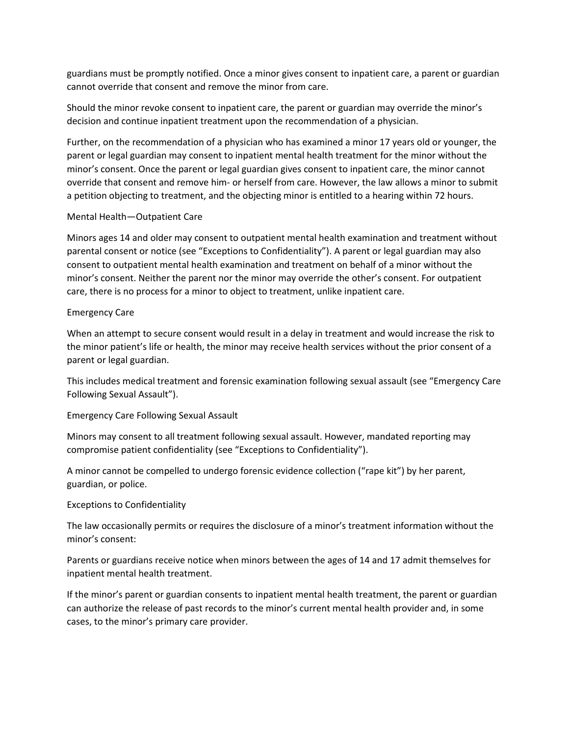guardians must be promptly notified. Once a minor gives consent to inpatient care, a parent or guardian cannot override that consent and remove the minor from care.

Should the minor revoke consent to inpatient care, the parent or guardian may override the minor's decision and continue inpatient treatment upon the recommendation of a physician.

Further, on the recommendation of a physician who has examined a minor 17 years old or younger, the parent or legal guardian may consent to inpatient mental health treatment for the minor without the minor's consent. Once the parent or legal guardian gives consent to inpatient care, the minor cannot override that consent and remove him- or herself from care. However, the law allows a minor to submit a petition objecting to treatment, and the objecting minor is entitled to a hearing within 72 hours.

## Mental Health—Outpatient Care

Minors ages 14 and older may consent to outpatient mental health examination and treatment without parental consent or notice (see "Exceptions to Confidentiality"). A parent or legal guardian may also consent to outpatient mental health examination and treatment on behalf of a minor without the minor's consent. Neither the parent nor the minor may override the other's consent. For outpatient care, there is no process for a minor to object to treatment, unlike inpatient care.

## Emergency Care

When an attempt to secure consent would result in a delay in treatment and would increase the risk to the minor patient's life or health, the minor may receive health services without the prior consent of a parent or legal guardian.

This includes medical treatment and forensic examination following sexual assault (see "Emergency Care Following Sexual Assault").

## Emergency Care Following Sexual Assault

Minors may consent to all treatment following sexual assault. However, mandated reporting may compromise patient confidentiality (see "Exceptions to Confidentiality").

A minor cannot be compelled to undergo forensic evidence collection ("rape kit") by her parent, guardian, or police.

## Exceptions to Confidentiality

The law occasionally permits or requires the disclosure of a minor's treatment information without the minor's consent:

Parents or guardians receive notice when minors between the ages of 14 and 17 admit themselves for inpatient mental health treatment.

If the minor's parent or guardian consents to inpatient mental health treatment, the parent or guardian can authorize the release of past records to the minor's current mental health provider and, in some cases, to the minor's primary care provider.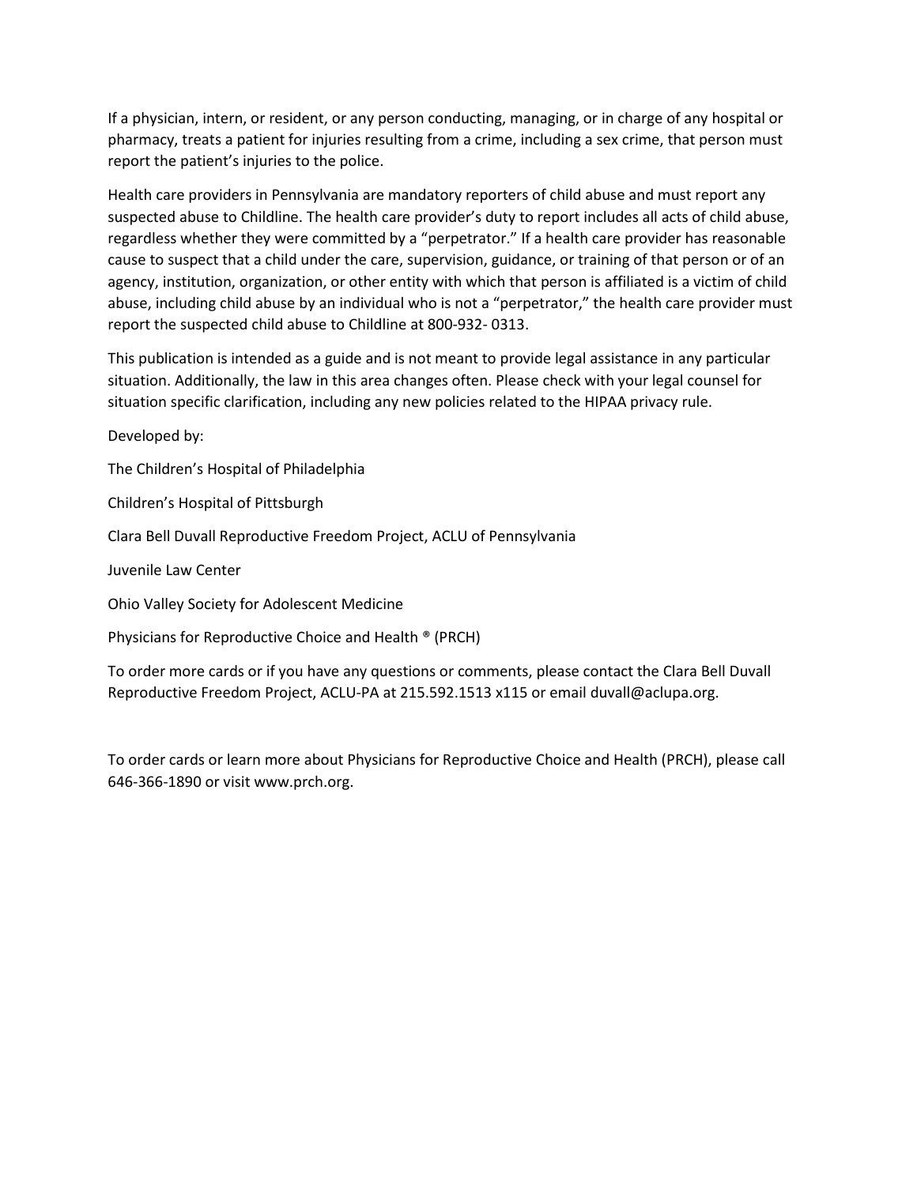If a physician, intern, or resident, or any person conducting, managing, or in charge of any hospital or pharmacy, treats a patient for injuries resulting from a crime, including a sex crime, that person must report the patient's injuries to the police.

Health care providers in Pennsylvania are mandatory reporters of child abuse and must report any suspected abuse to Childline. The health care provider's duty to report includes all acts of child abuse, regardless whether they were committed by a "perpetrator." If a health care provider has reasonable cause to suspect that a child under the care, supervision, guidance, or training of that person or of an agency, institution, organization, or other entity with which that person is affiliated is a victim of child abuse, including child abuse by an individual who is not a "perpetrator," the health care provider must report the suspected child abuse to Childline at 800-932- 0313.

This publication is intended as a guide and is not meant to provide legal assistance in any particular situation. Additionally, the law in this area changes often. Please check with your legal counsel for situation specific clarification, including any new policies related to the HIPAA privacy rule.

Developed by:

The Children's Hospital of Philadelphia

Children's Hospital of Pittsburgh

Clara Bell Duvall Reproductive Freedom Project, ACLU of Pennsylvania

Juvenile Law Center

Ohio Valley Society for Adolescent Medicine

Physicians for Reproductive Choice and Health ® (PRCH)

To order more cards or if you have any questions or comments, please contact the Clara Bell Duvall Reproductive Freedom Project, ACLU-PA at 215.592.1513 x115 or email duvall@aclupa.org.

To order cards or learn more about Physicians for Reproductive Choice and Health (PRCH), please call 646-366-1890 or visit www.prch.org.